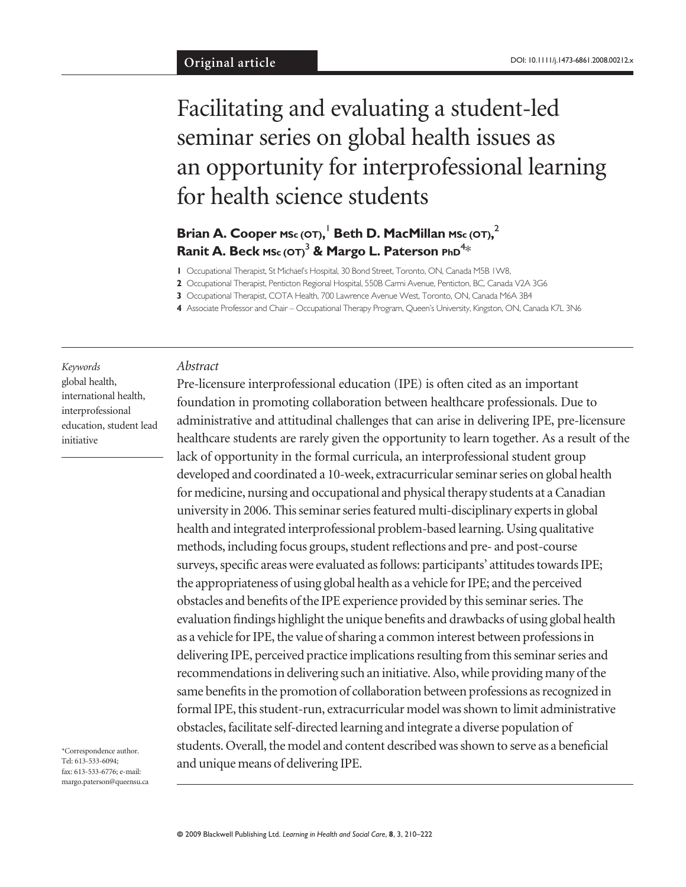Original article

DOI: 10.1111/j.1473-6861.2008.00212.x

# Facilitating and evaluating a student-led seminar series on global health issues as an opportunity for interprofessional learning for health science students

**Brian A. Cooper MSc (OT),[1] Beth D. MacMillan MSc (OT),[2] Ranit A. Beck MSc (OT)[3] & Margo L. Paterson PhD[4]***

**1** Occupational Therapist, St Michael's Hospital, 30 Bond Street, Toronto, ON, Canada M5B 1W8,

**2** Occupational Therapist, Penticton Regional Hospital, 550B Carmi Avenue, Penticton, BC, Canada V2A 3G6

**3** Occupational Therapist, COTA Health, 700 Lawrence Avenue West, Toronto, ON, Canada M6A 3B4

**4** Associate Professor and Chair – Occupational Therapy Program, Queen's University, Kingston, ON, Canada K7L 3N6

*Keywords*
global health, international health, interprofessional education, student lead initiative

*Abstract*

Pre-licensure interprofessional education (IPE) is often cited as an important foundation in promoting collaboration between healthcare professionals. Due to administrative and attitudinal challenges that can arise in delivering IPE, pre-licensure healthcare students are rarely given the opportunity to learn together. As a result of the lack of opportunity in the formal curricula, an interprofessional student group developed and coordinated a 10-week, extracurricular seminar series on global health for medicine, nursing and occupational and physical therapy students at a Canadian university in 2006. This seminar series featured multi-disciplinary experts in global health and integrated interprofessional problem-based learning. Using qualitative methods, including focus groups, student reflections and pre- and post-course surveys, specific areas were evaluated as follows: participants' attitudes towards IPE; the appropriateness of using global health as a vehicle for IPE; and the perceived obstacles and benefits of the IPE experience provided by this seminar series. The evaluation findings highlight the unique benefits and drawbacks of using global health as a vehicle for IPE, the value of sharing a common interest between professions in delivering IPE, perceived practice implications resulting from this seminar series and recommendations in delivering such an initiative. Also, while providing many of the same benefits in the promotion of collaboration between professions as recognized in formal IPE, this student-run, extracurricular model was shown to limit administrative obstacles, facilitate self-directed learning and integrate a diverse population of students. Overall, the model and content described was shown to serve as a beneficial and unique means of delivering IPE.

*Correspondence author. Tel: 613-533-6094; fax: 613-533-6776; e-mail: margo.paterson@queensu.ca

© 2009 Blackwell Publishing Ltd.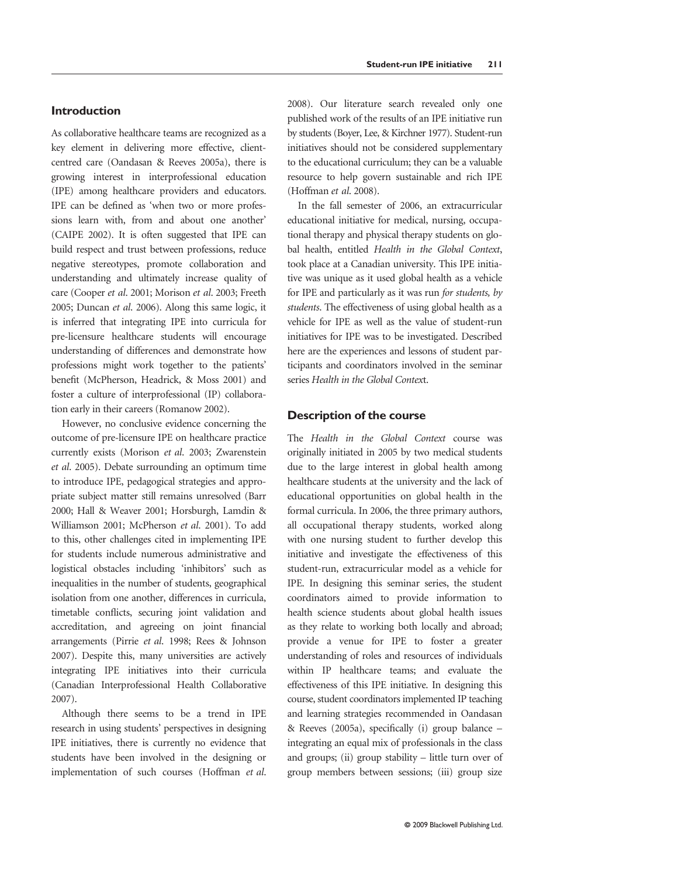## Introduction

As collaborative healthcare teams are recognized as a key element in delivering more effective, client-centred care (Oandasan & Reeves 2005a), there is growing interest in interprofessional education (IPE) among healthcare providers and educators. IPE can be defined as 'when two or more professions learn with, from and about one another' (CAIPE 2002). It is often suggested that IPE can build respect and trust between professions, reduce negative stereotypes, promote collaboration and understanding and ultimately increase quality of care (Cooper *et al*. 2001; Morison *et al*. 2003; Freeth 2005; Duncan *et al*. 2006). Along this same logic, it is inferred that integrating IPE into curricula for pre-licensure healthcare students will encourage understanding of differences and demonstrate how professions might work together to the patients' benefit (McPherson, Headrick, & Moss 2001) and foster a culture of interprofessional (IP) collaboration early in their careers (Romanow 2002).

However, no conclusive evidence concerning the outcome of pre-licensure IPE on healthcare practice currently exists (Morison *et al*. 2003; Zwarenstein *et al*. 2005). Debate surrounding an optimum time to introduce IPE, pedagogical strategies and appropriate subject matter still remains unresolved (Barr 2000; Hall & Weaver 2001; Horsburgh, Lamdin & Williamson 2001; McPherson *et al*. 2001). To add to this, other challenges cited in implementing IPE for students include numerous administrative and logistical obstacles including 'inhibitors' such as inequalities in the number of students, geographical isolation from one another, differences in curricula, timetable conflicts, securing joint validation and accreditation, and agreeing on joint financial arrangements (Pirrie *et al*. 1998; Rees & Johnson 2007). Despite this, many universities are actively integrating IPE initiatives into their curricula (Canadian Interprofessional Health Collaborative 2007).

Although there seems to be a trend in IPE research in using students' perspectives in designing IPE initiatives, there is currently no evidence that students have been involved in the designing or implementation of such courses (Hoffman *et al*. 2008). Our literature search revealed only one published work of the results of an IPE initiative run by students (Boyer, Lee, & Kirchner 1977). Student-run initiatives should not be considered supplementary to the educational curriculum; they can be a valuable resource to help govern sustainable and rich IPE (Hoffman *et al*. 2008).

In the fall semester of 2006, an extracurricular educational initiative for medical, nursing, occupational therapy and physical therapy students on global health, entitled *Health in the Global Context*, took place at a Canadian university. This IPE initiative was unique as it used global health as a vehicle for IPE and particularly as it was run *for students, by students*. The effectiveness of using global health as a vehicle for IPE as well as the value of student-run initiatives for IPE was to be investigated. Described here are the experiences and lessons of student participants and coordinators involved in the seminar series *Health in the Global Context*.

## Description of the course

The *Health in the Global Context* course was originally initiated in 2005 by two medical students due to the large interest in global health among healthcare students at the university and the lack of educational opportunities on global health in the formal curricula. In 2006, the three primary authors, all occupational therapy students, worked along with one nursing student to further develop this initiative and investigate the effectiveness of this student-run, extracurricular model as a vehicle for IPE. In designing this seminar series, the student coordinators aimed to provide information to health science students about global health issues as they relate to working both locally and abroad; provide a venue for IPE to foster a greater understanding of roles and resources of individuals within IP healthcare teams; and evaluate the effectiveness of this IPE initiative. In designing this course, student coordinators implemented IP teaching and learning strategies recommended in Oandasan & Reeves (2005a), specifically (i) group balance – integrating an equal mix of professionals in the class and groups; (ii) group stability – little turn over of group members between sessions; (iii) group size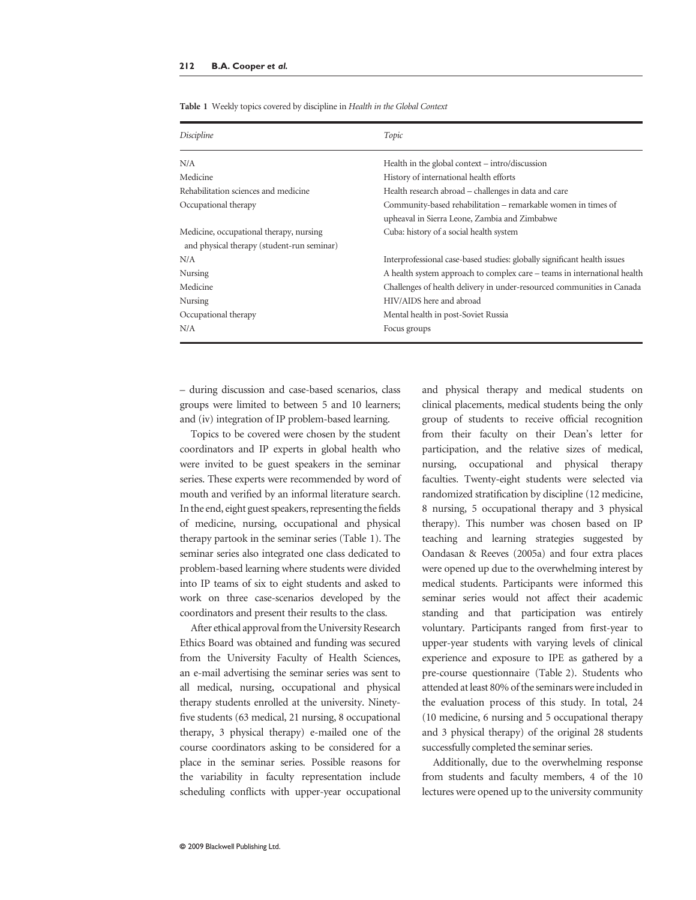**Table 1** Weekly topics covered by discipline in *Health in the Global Context*

| *Discipline* | *Topic* |
|---|---|
| N/A | Health in the global context – intro/discussion |
| Medicine | History of international health efforts |
| Rehabilitation sciences and medicine | Health research abroad – challenges in data and care |
| Occupational therapy | Community-based rehabilitation – remarkable women in times of upheaval in Sierra Leone, Zambia and Zimbabwe |
| Medicine, occupational therapy, nursing and physical therapy (student-run seminar) | Cuba: history of a social health system |
| N/A | Interprofessional case-based studies: globally significant health issues |
| Nursing | A health system approach to complex care – teams in international health |
| Medicine | Challenges of health delivery in under-resourced communities in Canada |
| Nursing | HIV/AIDS here and abroad |
| Occupational therapy | Mental health in post-Soviet Russia |
| N/A | Focus groups |

– during discussion and case-based scenarios, class groups were limited to between 5 and 10 learners; and (iv) integration of IP problem-based learning.

Topics to be covered were chosen by the student coordinators and IP experts in global health who were invited to be guest speakers in the seminar series. These experts were recommended by word of mouth and verified by an informal literature search. In the end, eight guest speakers, representing the fields of medicine, nursing, occupational and physical therapy partook in the seminar series (Table 1). The seminar series also integrated one class dedicated to problem-based learning where students were divided into IP teams of six to eight students and asked to work on three case-scenarios developed by the coordinators and present their results to the class.

After ethical approval from the University Research Ethics Board was obtained and funding was secured from the University Faculty of Health Sciences, an e-mail advertising the seminar series was sent to all medical, nursing, occupational and physical therapy students enrolled at the university. Ninety-five students (63 medical, 21 nursing, 8 occupational therapy, 3 physical therapy) e-mailed one of the course coordinators asking to be considered for a place in the seminar series. Possible reasons for the variability in faculty representation include scheduling conflicts with upper-year occupational and physical therapy and medical students on clinical placements, medical students being the only group of students to receive official recognition from their faculty on their Dean's letter for participation, and the relative sizes of medical, nursing, occupational and physical therapy faculties. Twenty-eight students were selected via randomized stratification by discipline (12 medicine, 8 nursing, 5 occupational therapy and 3 physical therapy). This number was chosen based on IP teaching and learning strategies suggested by Oandasan & Reeves (2005a) and four extra places were opened up due to the overwhelming interest by medical students. Participants were informed this seminar series would not affect their academic standing and that participation was entirely voluntary. Participants ranged from first-year to upper-year students with varying levels of clinical experience and exposure to IPE as gathered by a pre-course questionnaire (Table 2). Students who attended at least 80% of the seminars were included in the evaluation process of this study. In total, 24 (10 medicine, 6 nursing and 5 occupational therapy and 3 physical therapy) of the original 28 students successfully completed the seminar series.

Additionally, due to the overwhelming response from students and faculty members, 4 of the 10 lectures were opened up to the university community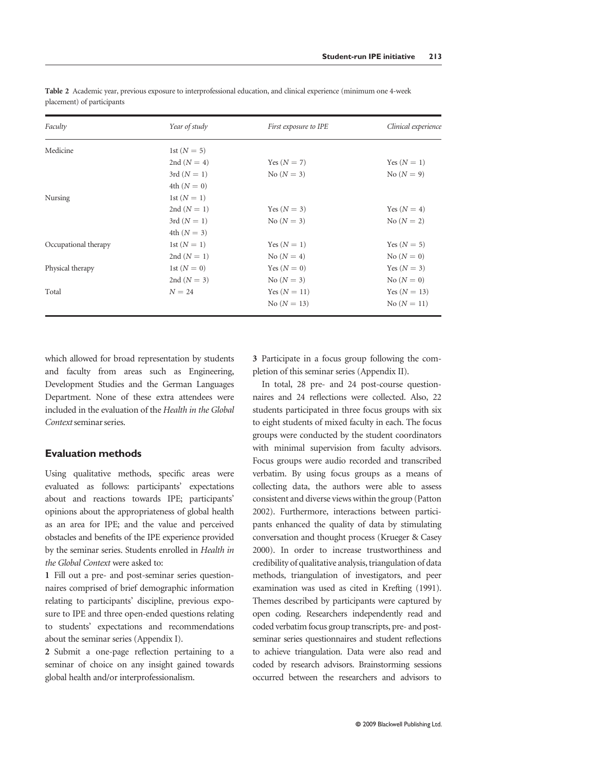**Table 2** Academic year, previous exposure to interprofessional education, and clinical experience (minimum one 4-week placement) of participants

| *Faculty* | *Year of study* | *First exposure to IPE* | *Clinical experience* |
|---|---|---|---|
| Medicine | 1st ($N = 5$) | | |
| | 2nd ($N = 4$) | Yes ($N = 7$) | Yes ($N = 1$) |
| | 3rd ($N = 1$) | No ($N = 3$) | No ($N = 9$) |
| | 4th ($N = 0$) | | |
| Nursing | 1st ($N = 1$) | | |
| | 2nd ($N = 1$) | Yes ($N = 3$) | Yes ($N = 4$) |
| | 3rd ($N = 1$) | No ($N = 3$) | No ($N = 2$) |
| | 4th ($N = 3$) | | |
| Occupational therapy | 1st ($N = 1$) | Yes ($N = 1$) | Yes ($N = 5$) |
| | 2nd ($N = 1$) | No ($N = 4$) | No ($N = 0$) |
| Physical therapy | 1st ($N = 0$) | Yes ($N = 0$) | Yes ($N = 3$) |
| | 2nd ($N = 3$) | No ($N = 3$) | No ($N = 0$) |
| Total | $N = 24$ | Yes ($N = 11$) | Yes ($N = 13$) |
| | | No ($N = 13$) | No ($N = 11$) |

which allowed for broad representation by students and faculty from areas such as Engineering, Development Studies and the German Languages Department. None of these extra attendees were included in the evaluation of the *Health in the Global Context* seminar series.

## Evaluation methods

Using qualitative methods, specific areas were evaluated as follows: participants' expectations about and reactions towards IPE; participants' opinions about the appropriateness of global health as an area for IPE; and the value and perceived obstacles and benefits of the IPE experience provided by the seminar series. Students enrolled in *Health in the Global Context* were asked to:

**1** Fill out a pre- and post-seminar series questionnaires comprised of brief demographic information relating to participants' discipline, previous exposure to IPE and three open-ended questions relating to students' expectations and recommendations about the seminar series (Appendix I).

**2** Submit a one-page reflection pertaining to a seminar of choice on any insight gained towards global health and/or interprofessionalism.

**3** Participate in a focus group following the completion of this seminar series (Appendix II).

In total, 28 pre- and 24 post-course questionnaires and 24 reflections were collected. Also, 22 students participated in three focus groups with six to eight students of mixed faculty in each. The focus groups were conducted by the student coordinators with minimal supervision from faculty advisors. Focus groups were audio recorded and transcribed verbatim. By using focus groups as a means of collecting data, the authors were able to assess consistent and diverse views within the group (Patton 2002). Furthermore, interactions between participants enhanced the quality of data by stimulating conversation and thought process (Krueger & Casey 2000). In order to increase trustworthiness and credibility of qualitative analysis, triangulation of data methods, triangulation of investigators, and peer examination was used as cited in Krefting (1991). Themes described by participants were captured by open coding. Researchers independently read and coded verbatim focus group transcripts, pre- and post-seminar series questionnaires and student reflections to achieve triangulation. Data were also read and coded by research advisors. Brainstorming sessions occurred between the researchers and advisors to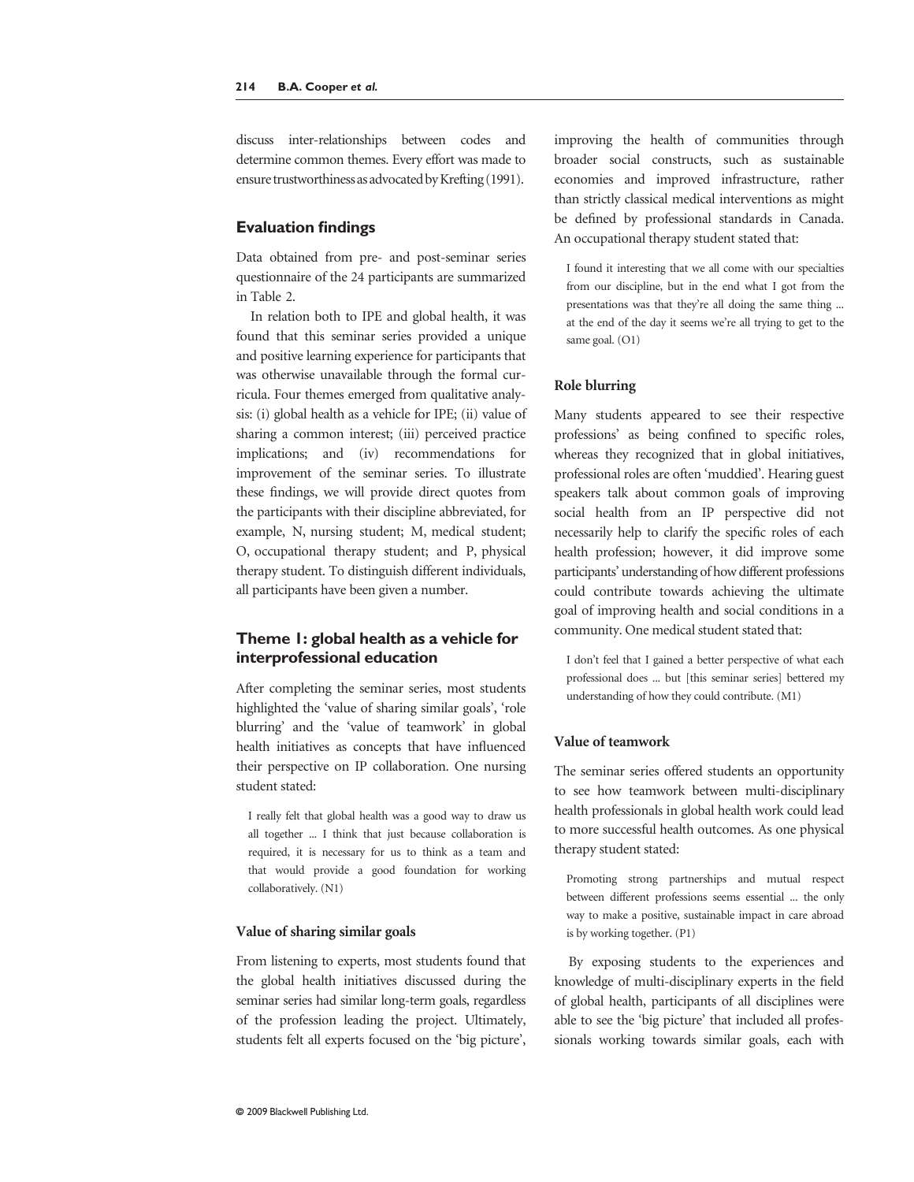discuss inter-relationships between codes and determine common themes. Every effort was made to ensure trustworthiness as advocated by Krefting (1991).

## Evaluation findings

Data obtained from pre- and post-seminar series questionnaire of the 24 participants are summarized in Table 2.

In relation both to IPE and global health, it was found that this seminar series provided a unique and positive learning experience for participants that was otherwise unavailable through the formal curricula. Four themes emerged from qualitative analysis: (i) global health as a vehicle for IPE; (ii) value of sharing a common interest; (iii) perceived practice implications; and (iv) recommendations for improvement of the seminar series. To illustrate these findings, we will provide direct quotes from the participants with their discipline abbreviated, for example, N, nursing student; M, medical student; O, occupational therapy student; and P, physical therapy student. To distinguish different individuals, all participants have been given a number.

## Theme 1: global health as a vehicle for interprofessional education

After completing the seminar series, most students highlighted the 'value of sharing similar goals', 'role blurring' and the 'value of teamwork' in global health initiatives as concepts that have influenced their perspective on IP collaboration. One nursing student stated:

> I really felt that global health was a good way to draw us all together ... I think that just because collaboration is required, it is necessary for us to think as a team and that would provide a good foundation for working collaboratively. (N1)

### Value of sharing similar goals

From listening to experts, most students found that the global health initiatives discussed during the seminar series had similar long-term goals, regardless of the profession leading the project. Ultimately, students felt all experts focused on the 'big picture', improving the health of communities through broader social constructs, such as sustainable economies and improved infrastructure, rather than strictly classical medical interventions as might be defined by professional standards in Canada. An occupational therapy student stated that:

> I found it interesting that we all come with our specialties from our discipline, but in the end what I got from the presentations was that they're all doing the same thing ... at the end of the day it seems we're all trying to get to the same goal. (O1)

### Role blurring

Many students appeared to see their respective professions' as being confined to specific roles, whereas they recognized that in global initiatives, professional roles are often 'muddied'. Hearing guest speakers talk about common goals of improving social health from an IP perspective did not necessarily help to clarify the specific roles of each health profession; however, it did improve some participants' understanding of how different professions could contribute towards achieving the ultimate goal of improving health and social conditions in a community. One medical student stated that:

> I don't feel that I gained a better perspective of what each professional does ... but [this seminar series] bettered my understanding of how they could contribute. (M1)

### Value of teamwork

The seminar series offered students an opportunity to see how teamwork between multi-disciplinary health professionals in global health work could lead to more successful health outcomes. As one physical therapy student stated:

> Promoting strong partnerships and mutual respect between different professions seems essential ... the only way to make a positive, sustainable impact in care abroad is by working together. (P1)

By exposing students to the experiences and knowledge of multi-disciplinary experts in the field of global health, participants of all disciplines were able to see the 'big picture' that included all professionals working towards similar goals, each with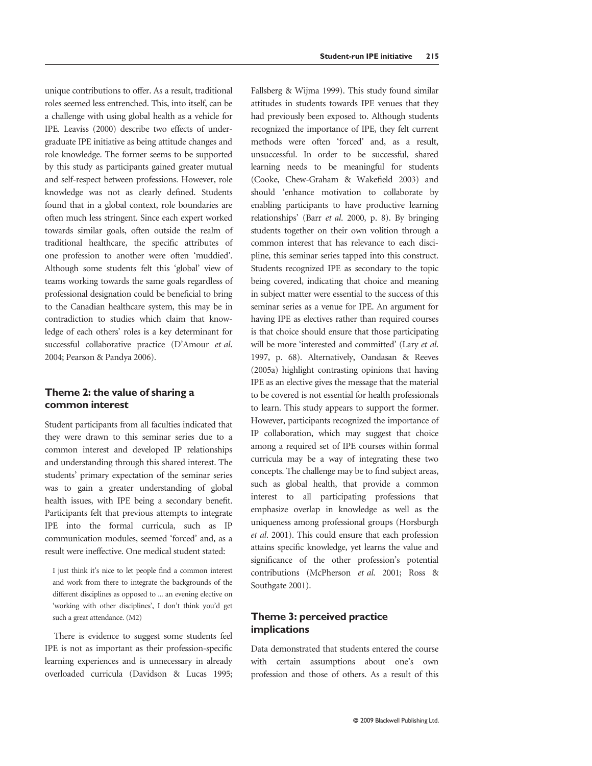unique contributions to offer. As a result, traditional roles seemed less entrenched. This, into itself, can be a challenge with using global health as a vehicle for IPE. Leaviss (2000) describe two effects of undergraduate IPE initiative as being attitude changes and role knowledge. The former seems to be supported by this study as participants gained greater mutual and self-respect between professions. However, role knowledge was not as clearly defined. Students found that in a global context, role boundaries are often much less stringent. Since each expert worked towards similar goals, often outside the realm of traditional healthcare, the specific attributes of one profession to another were often 'muddied'. Although some students felt this 'global' view of teams working towards the same goals regardless of professional designation could be beneficial to bring to the Canadian healthcare system, this may be in contradiction to studies which claim that knowledge of each others' roles is a key determinant for successful collaborative practice (D'Amour *et al.* 2004; Pearson & Pandya 2006).

## Theme 2: the value of sharing a common interest

Student participants from all faculties indicated that they were drawn to this seminar series due to a common interest and developed IP relationships and understanding through this shared interest. The students' primary expectation of the seminar series was to gain a greater understanding of global health issues, with IPE being a secondary benefit. Participants felt that previous attempts to integrate IPE into the formal curricula, such as IP communication modules, seemed 'forced' and, as a result were ineffective. One medical student stated:

> I just think it's nice to let people find a common interest and work from there to integrate the backgrounds of the different disciplines as opposed to ... an evening elective on 'working with other disciplines', I don't think you'd get such a great attendance. (M2)

There is evidence to suggest some students feel IPE is not as important as their profession-specific learning experiences and is unnecessary in already overloaded curricula (Davidson & Lucas 1995; Fallsberg & Wijma 1999). This study found similar attitudes in students towards IPE venues that they had previously been exposed to. Although students recognized the importance of IPE, they felt current methods were often 'forced' and, as a result, unsuccessful. In order to be successful, shared learning needs to be meaningful for students (Cooke, Chew-Graham & Wakefield 2003) and should 'enhance motivation to collaborate by enabling participants to have productive learning relationships' (Barr *et al.* 2000, p. 8). By bringing students together on their own volition through a common interest that has relevance to each discipline, this seminar series tapped into this construct. Students recognized IPE as secondary to the topic being covered, indicating that choice and meaning in subject matter were essential to the success of this seminar series as a venue for IPE. An argument for having IPE as electives rather than required courses is that choice should ensure that those participating will be more 'interested and committed' (Lary *et al.* 1997, p. 68). Alternatively, Oandasan & Reeves (2005a) highlight contrasting opinions that having IPE as an elective gives the message that the material to be covered is not essential for health professionals to learn. This study appears to support the former. However, participants recognized the importance of IP collaboration, which may suggest that choice among a required set of IPE courses within formal curricula may be a way of integrating these two concepts. The challenge may be to find subject areas, such as global health, that provide a common interest to all participating professions that emphasize overlap in knowledge as well as the uniqueness among professional groups (Horsburgh *et al.* 2001). This could ensure that each profession attains specific knowledge, yet learns the value and significance of the other profession's potential contributions (McPherson *et al.* 2001; Ross & Southgate 2001).

## Theme 3: perceived practice implications

Data demonstrated that students entered the course with certain assumptions about one's own profession and those of others. As a result of this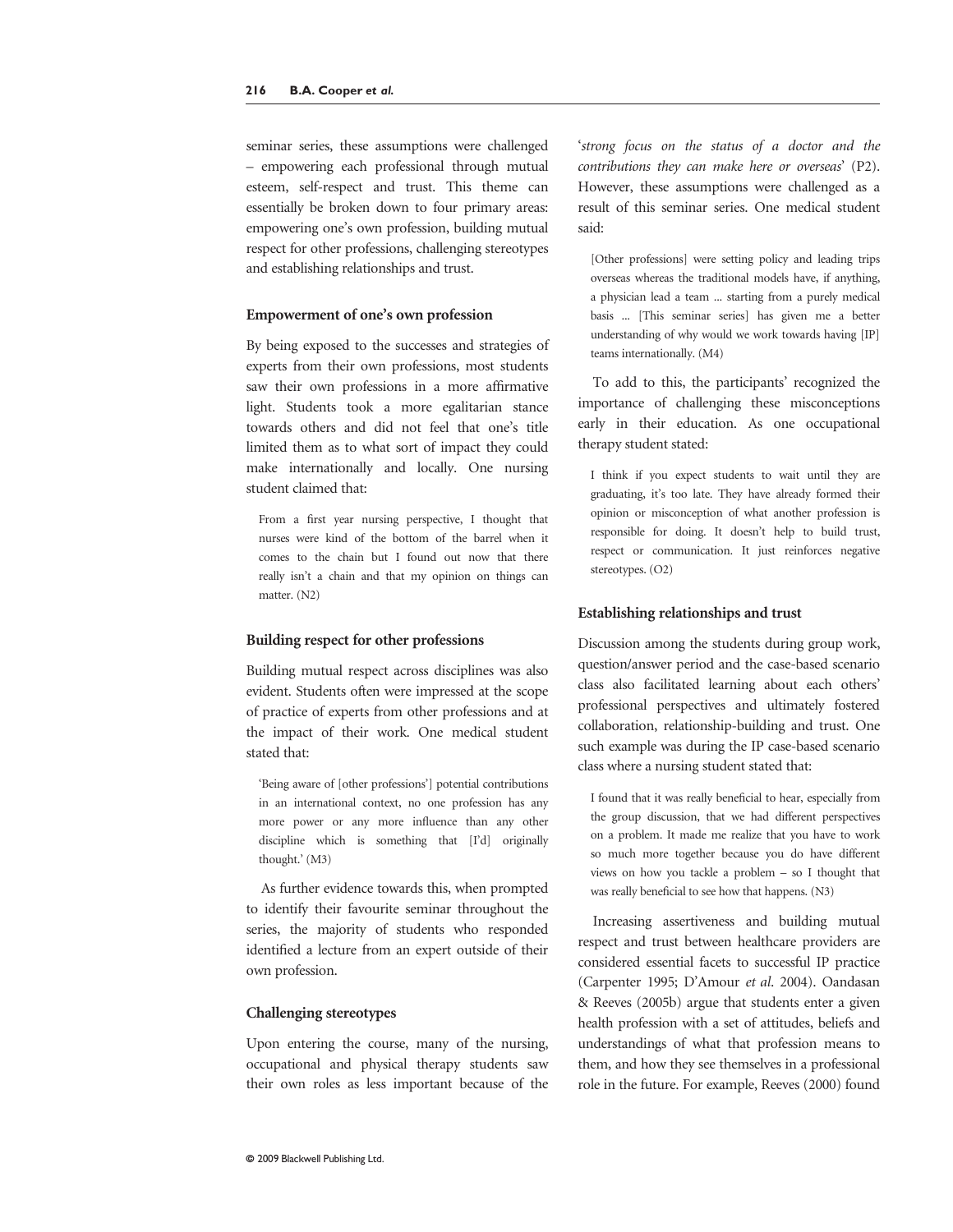seminar series, these assumptions were challenged – empowering each professional through mutual esteem, self-respect and trust. This theme can essentially be broken down to four primary areas: empowering one's own profession, building mutual respect for other professions, challenging stereotypes and establishing relationships and trust.

### Empowerment of one's own profession

By being exposed to the successes and strategies of experts from their own professions, most students saw their own professions in a more affirmative light. Students took a more egalitarian stance towards others and did not feel that one's title limited them as to what sort of impact they could make internationally and locally. One nursing student claimed that:

> From a first year nursing perspective, I thought that nurses were kind of the bottom of the barrel when it comes to the chain but I found out now that there really isn't a chain and that my opinion on things can matter. (N2)

### Building respect for other professions

Building mutual respect across disciplines was also evident. Students often were impressed at the scope of practice of experts from other professions and at the impact of their work. One medical student stated that:

> 'Being aware of [other professions'] potential contributions in an international context, no one profession has any more power or any more influence than any other discipline which is something that [I'd] originally thought.' (M3)

As further evidence towards this, when prompted to identify their favourite seminar throughout the series, the majority of students who responded identified a lecture from an expert outside of their own profession.

### Challenging stereotypes

Upon entering the course, many of the nursing, occupational and physical therapy students saw their own roles as less important because of the '*strong focus on the status of a doctor and the contributions they can make here or overseas*' (P2). However, these assumptions were challenged as a result of this seminar series. One medical student said:

> [Other professions] were setting policy and leading trips overseas whereas the traditional models have, if anything, a physician lead a team ... starting from a purely medical basis ... [This seminar series] has given me a better understanding of why would we work towards having [IP] teams internationally. (M4)

To add to this, the participants' recognized the importance of challenging these misconceptions early in their education. As one occupational therapy student stated:

> I think if you expect students to wait until they are graduating, it's too late. They have already formed their opinion or misconception of what another profession is responsible for doing. It doesn't help to build trust, respect or communication. It just reinforces negative stereotypes. (O2)

### Establishing relationships and trust

Discussion among the students during group work, question/answer period and the case-based scenario class also facilitated learning about each others' professional perspectives and ultimately fostered collaboration, relationship-building and trust. One such example was during the IP case-based scenario class where a nursing student stated that:

> I found that it was really beneficial to hear, especially from the group discussion, that we had different perspectives on a problem. It made me realize that you have to work so much more together because you do have different views on how you tackle a problem – so I thought that was really beneficial to see how that happens. (N3)

Increasing assertiveness and building mutual respect and trust between healthcare providers are considered essential facets to successful IP practice (Carpenter 1995; D'Amour *et al.* 2004). Oandasan & Reeves (2005b) argue that students enter a given health profession with a set of attitudes, beliefs and understandings of what that profession means to them, and how they see themselves in a professional role in the future. For example, Reeves (2000) found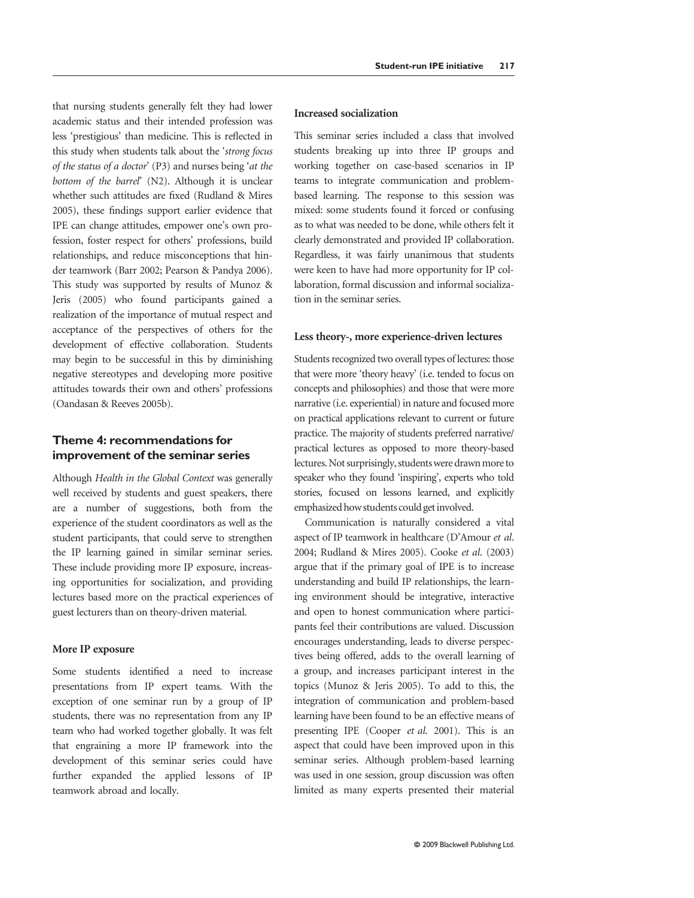that nursing students generally felt they had lower academic status and their intended profession was less 'prestigious' than medicine. This is reflected in this study when students talk about the '*strong focus of the status of a doctor*' (P3) and nurses being '*at the bottom of the barrel*' (N2). Although it is unclear whether such attitudes are fixed (Rudland & Mires 2005), these findings support earlier evidence that IPE can change attitudes, empower one's own profession, foster respect for others' professions, build relationships, and reduce misconceptions that hinder teamwork (Barr 2002; Pearson & Pandya 2006). This study was supported by results of Munoz & Jeris (2005) who found participants gained a realization of the importance of mutual respect and acceptance of the perspectives of others for the development of effective collaboration. Students may begin to be successful in this by diminishing negative stereotypes and developing more positive attitudes towards their own and others' professions (Oandasan & Reeves 2005b).

## Theme 4: recommendations for improvement of the seminar series

Although *Health in the Global Context* was generally well received by students and guest speakers, there are a number of suggestions, both from the experience of the student coordinators as well as the student participants, that could serve to strengthen the IP learning gained in similar seminar series. These include providing more IP exposure, increasing opportunities for socialization, and providing lectures based more on the practical experiences of guest lecturers than on theory-driven material.

### More IP exposure

Some students identified a need to increase presentations from IP expert teams. With the exception of one seminar run by a group of IP students, there was no representation from any IP team who had worked together globally. It was felt that engraining a more IP framework into the development of this seminar series could have further expanded the applied lessons of IP teamwork abroad and locally.

### Increased socialization

This seminar series included a class that involved students breaking up into three IP groups and working together on case-based scenarios in IP teams to integrate communication and problem-based learning. The response to this session was mixed: some students found it forced or confusing as to what was needed to be done, while others felt it clearly demonstrated and provided IP collaboration. Regardless, it was fairly unanimous that students were keen to have had more opportunity for IP collaboration, formal discussion and informal socialization in the seminar series.

### Less theory-, more experience-driven lectures

Students recognized two overall types of lectures: those that were more 'theory heavy' (i.e. tended to focus on concepts and philosophies) and those that were more narrative (i.e. experiential) in nature and focused more on practical applications relevant to current or future practice. The majority of students preferred narrative/practical lectures as opposed to more theory-based lectures. Not surprisingly, students were drawn more to speaker who they found 'inspiring', experts who told stories, focused on lessons learned, and explicitly emphasized how students could get involved.

Communication is naturally considered a vital aspect of IP teamwork in healthcare (D'Amour *et al.* 2004; Rudland & Mires 2005). Cooke *et al.* (2003) argue that if the primary goal of IPE is to increase understanding and build IP relationships, the learning environment should be integrative, interactive and open to honest communication where participants feel their contributions are valued. Discussion encourages understanding, leads to diverse perspectives being offered, adds to the overall learning of a group, and increases participant interest in the topics (Munoz & Jeris 2005). To add to this, the integration of communication and problem-based learning have been found to be an effective means of presenting IPE (Cooper *et al.* 2001). This is an aspect that could have been improved upon in this seminar series. Although problem-based learning was used in one session, group discussion was often limited as many experts presented their material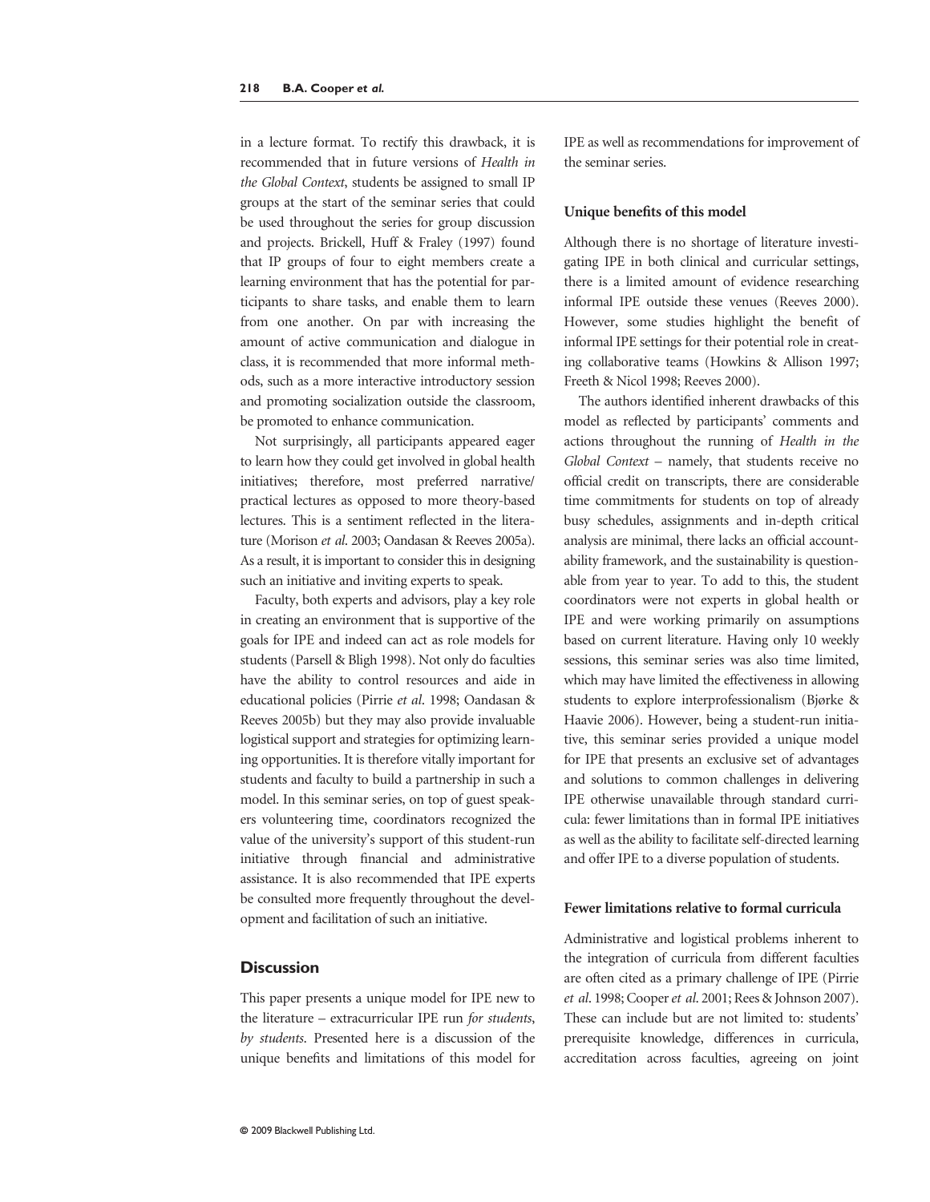in a lecture format. To rectify this drawback, it is recommended that in future versions of *Health in the Global Context*, students be assigned to small IP groups at the start of the seminar series that could be used throughout the series for group discussion and projects. Brickell, Huff & Fraley (1997) found that IP groups of four to eight members create a learning environment that has the potential for participants to share tasks, and enable them to learn from one another. On par with increasing the amount of active communication and dialogue in class, it is recommended that more informal methods, such as a more interactive introductory session and promoting socialization outside the classroom, be promoted to enhance communication.

Not surprisingly, all participants appeared eager to learn how they could get involved in global health initiatives; therefore, most preferred narrative/practical lectures as opposed to more theory-based lectures. This is a sentiment reflected in the literature (Morison *et al*. 2003; Oandasan & Reeves 2005a). As a result, it is important to consider this in designing such an initiative and inviting experts to speak.

Faculty, both experts and advisors, play a key role in creating an environment that is supportive of the goals for IPE and indeed can act as role models for students (Parsell & Bligh 1998). Not only do faculties have the ability to control resources and aide in educational policies (Pirrie *et al*. 1998; Oandasan & Reeves 2005b) but they may also provide invaluable logistical support and strategies for optimizing learning opportunities. It is therefore vitally important for students and faculty to build a partnership in such a model. In this seminar series, on top of guest speakers volunteering time, coordinators recognized the value of the university's support of this student-run initiative through financial and administrative assistance. It is also recommended that IPE experts be consulted more frequently throughout the development and facilitation of such an initiative.

## Discussion

This paper presents a unique model for IPE new to the literature – extracurricular IPE run *for students, by students*. Presented here is a discussion of the unique benefits and limitations of this model for IPE as well as recommendations for improvement of the seminar series.

### Unique benefits of this model

Although there is no shortage of literature investigating IPE in both clinical and curricular settings, there is a limited amount of evidence researching informal IPE outside these venues (Reeves 2000). However, some studies highlight the benefit of informal IPE settings for their potential role in creating collaborative teams (Howkins & Allison 1997; Freeth & Nicol 1998; Reeves 2000).

The authors identified inherent drawbacks of this model as reflected by participants' comments and actions throughout the running of *Health in the Global Context* – namely, that students receive no official credit on transcripts, there are considerable time commitments for students on top of already busy schedules, assignments and in-depth critical analysis are minimal, there lacks an official accountability framework, and the sustainability is questionable from year to year. To add to this, the student coordinators were not experts in global health or IPE and were working primarily on assumptions based on current literature. Having only 10 weekly sessions, this seminar series was also time limited, which may have limited the effectiveness in allowing students to explore interprofessionalism (Bjørke & Haavie 2006). However, being a student-run initiative, this seminar series provided a unique model for IPE that presents an exclusive set of advantages and solutions to common challenges in delivering IPE otherwise unavailable through standard curricula: fewer limitations than in formal IPE initiatives as well as the ability to facilitate self-directed learning and offer IPE to a diverse population of students.

### Fewer limitations relative to formal curricula

Administrative and logistical problems inherent to the integration of curricula from different faculties are often cited as a primary challenge of IPE (Pirrie *et al*. 1998; Cooper *et al*. 2001; Rees & Johnson 2007). These can include but are not limited to: students' prerequisite knowledge, differences in curricula, accreditation across faculties, agreeing on joint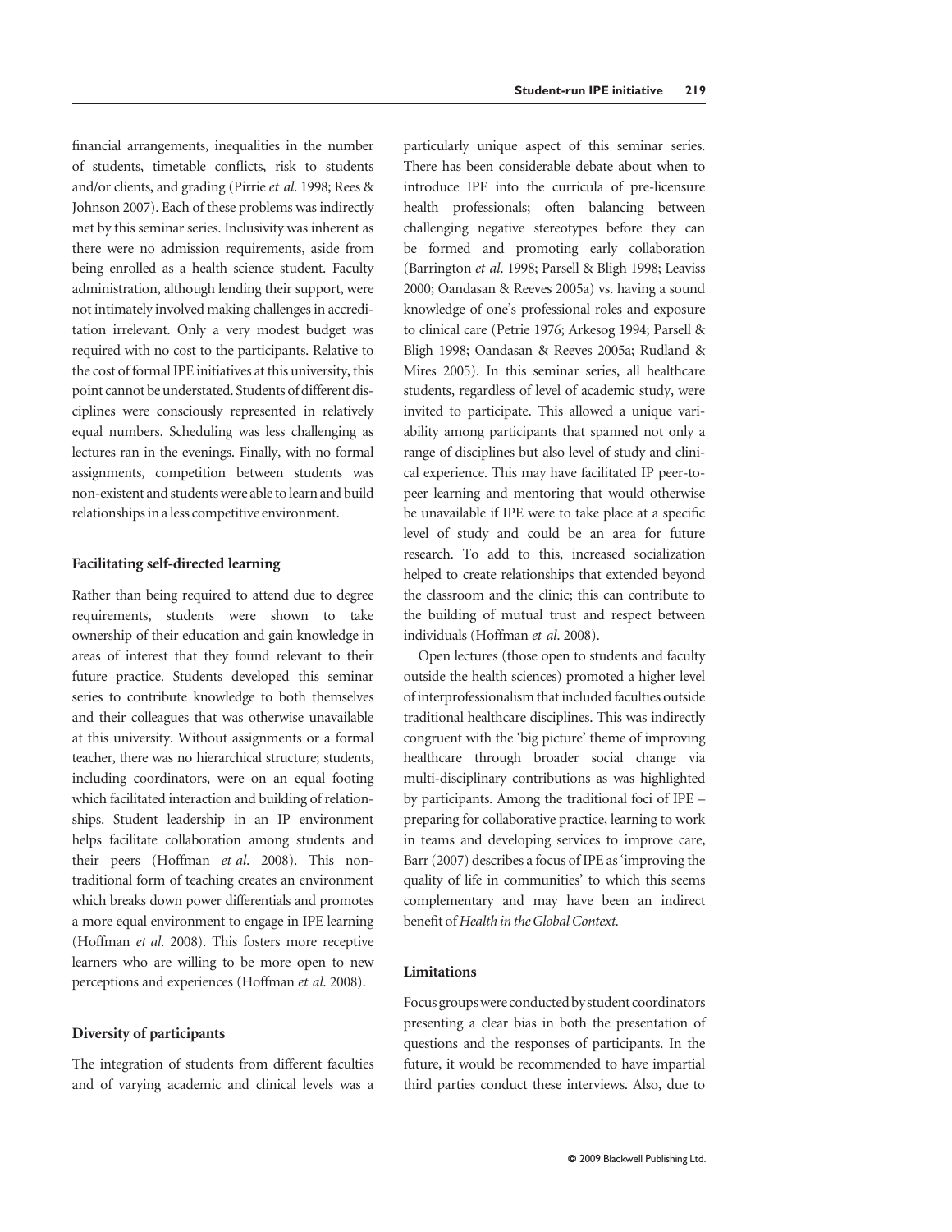financial arrangements, inequalities in the number of students, timetable conflicts, risk to students and/or clients, and grading (Pirrie *et al*. 1998; Rees & Johnson 2007). Each of these problems was indirectly met by this seminar series. Inclusivity was inherent as there were no admission requirements, aside from being enrolled as a health science student. Faculty administration, although lending their support, were not intimately involved making challenges in accreditation irrelevant. Only a very modest budget was required with no cost to the participants. Relative to the cost of formal IPE initiatives at this university, this point cannot be understated. Students of different disciplines were consciously represented in relatively equal numbers. Scheduling was less challenging as lectures ran in the evenings. Finally, with no formal assignments, competition between students was non-existent and students were able to learn and build relationships in a less competitive environment.

### Facilitating self-directed learning

Rather than being required to attend due to degree requirements, students were shown to take ownership of their education and gain knowledge in areas of interest that they found relevant to their future practice. Students developed this seminar series to contribute knowledge to both themselves and their colleagues that was otherwise unavailable at this university. Without assignments or a formal teacher, there was no hierarchical structure; students, including coordinators, were on an equal footing which facilitated interaction and building of relationships. Student leadership in an IP environment helps facilitate collaboration among students and their peers (Hoffman *et al*. 2008). This non-traditional form of teaching creates an environment which breaks down power differentials and promotes a more equal environment to engage in IPE learning (Hoffman *et al*. 2008). This fosters more receptive learners who are willing to be more open to new perceptions and experiences (Hoffman *et al*. 2008).

### Diversity of participants

The integration of students from different faculties and of varying academic and clinical levels was a particularly unique aspect of this seminar series. There has been considerable debate about when to introduce IPE into the curricula of pre-licensure health professionals; often balancing between challenging negative stereotypes before they can be formed and promoting early collaboration (Barrington *et al*. 1998; Parsell & Bligh 1998; Leaviss 2000; Oandasan & Reeves 2005a) vs. having a sound knowledge of one's professional roles and exposure to clinical care (Petrie 1976; Arkesog 1994; Parsell & Bligh 1998; Oandasan & Reeves 2005a; Rudland & Mires 2005). In this seminar series, all healthcare students, regardless of level of academic study, were invited to participate. This allowed a unique variability among participants that spanned not only a range of disciplines but also level of study and clinical experience. This may have facilitated IP peer-to-peer learning and mentoring that would otherwise be unavailable if IPE were to take place at a specific level of study and could be an area for future research. To add to this, increased socialization helped to create relationships that extended beyond the classroom and the clinic; this can contribute to the building of mutual trust and respect between individuals (Hoffman *et al*. 2008).

Open lectures (those open to students and faculty outside the health sciences) promoted a higher level of interprofessionalism that included faculties outside traditional healthcare disciplines. This was indirectly congruent with the 'big picture' theme of improving healthcare through broader social change via multi-disciplinary contributions as was highlighted by participants. Among the traditional foci of IPE – preparing for collaborative practice, learning to work in teams and developing services to improve care, Barr (2007) describes a focus of IPE as 'improving the quality of life in communities' to which this seems complementary and may have been an indirect benefit of *Health in the Global Context.*

### Limitations

Focus groups were conducted by student coordinators presenting a clear bias in both the presentation of questions and the responses of participants. In the future, it would be recommended to have impartial third parties conduct these interviews. Also, due to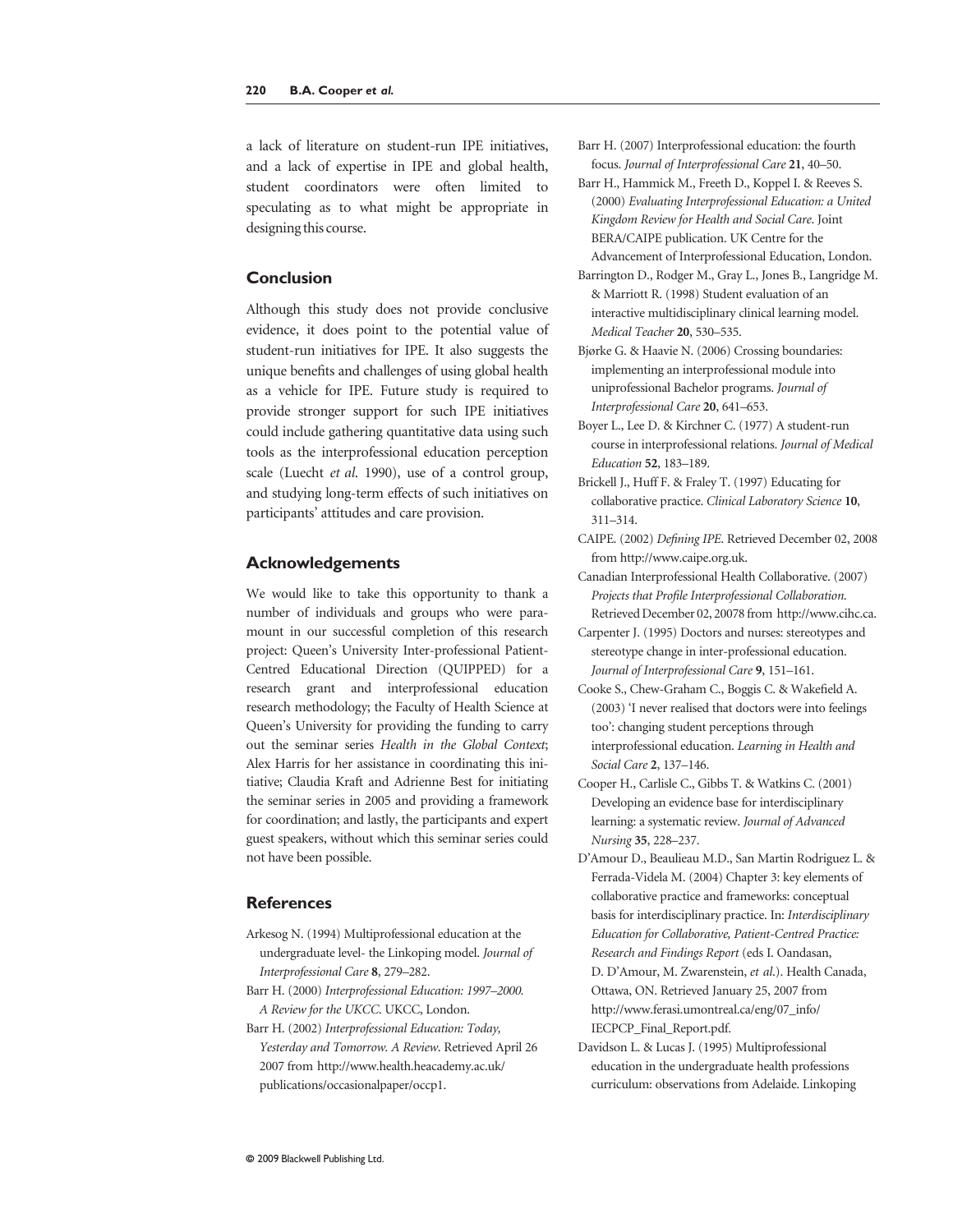a lack of literature on student-run IPE initiatives, and a lack of expertise in IPE and global health, student coordinators were often limited to speculating as to what might be appropriate in designing this course.

## Conclusion

Although this study does not provide conclusive evidence, it does point to the potential value of student-run initiatives for IPE. It also suggests the unique benefits and challenges of using global health as a vehicle for IPE. Future study is required to provide stronger support for such IPE initiatives could include gathering quantitative data using such tools as the interprofessional education perception scale (Luecht *et al.* 1990), use of a control group, and studying long-term effects of such initiatives on participants' attitudes and care provision.

## Acknowledgements

We would like to take this opportunity to thank a number of individuals and groups who were paramount in our successful completion of this research project: Queen's University Inter-professional Patient-Centred Educational Direction (QUIPPED) for a research grant and interprofessional education research methodology; the Faculty of Health Science at Queen's University for providing the funding to carry out the seminar series *Health in the Global Context*; Alex Harris for her assistance in coordinating this initiative; Claudia Kraft and Adrienne Best for initiating the seminar series in 2005 and providing a framework for coordination; and lastly, the participants and expert guest speakers, without which this seminar series could not have been possible.

## References

Arkesog N. (1994) Multiprofessional education at the undergraduate level- the Linkoping model. *Journal of Interprofessional Care* **8**, 279–282.

Barr H. (2000) *Interprofessional Education: 1997–2000. A Review for the UKCC*. UKCC, London.

Barr H. (2002) *Interprofessional Education: Today, Yesterday and Tomorrow. A Review*. Retrieved April 26 2007 from http://www.health.heacademy.ac.uk/publications/occasionalpaper/occp1.

Barr H. (2007) Interprofessional education: the fourth focus. *Journal of Interprofessional Care* **21**, 40–50.

Barr H., Hammick M., Freeth D., Koppel I. & Reeves S. (2000) *Evaluating Interprofessional Education: a United Kingdom Review for Health and Social Care*. Joint BERA/CAIPE publication. UK Centre for the Advancement of Interprofessional Education, London.

Barrington D., Rodger M., Gray L., Jones B., Langridge M. & Marriott R. (1998) Student evaluation of an interactive multidisciplinary clinical learning model. *Medical Teacher* **20**, 530–535.

Bjørke G. & Haavie N. (2006) Crossing boundaries: implementing an interprofessional module into uniprofessional Bachelor programs. *Journal of Interprofessional Care* **20**, 641–653.

Boyer L., Lee D. & Kirchner C. (1977) A student-run course in interprofessional relations. *Journal of Medical Education* **52**, 183–189.

Brickell J., Huff F. & Fraley T. (1997) Educating for collaborative practice. *Clinical Laboratory Science* **10**, 311–314.

CAIPE. (2002) *Defining IPE*. Retrieved December 02, 2008 from http://www.caipe.org.uk.

Canadian Interprofessional Health Collaborative. (2007) *Projects that Profile Interprofessional Collaboration*. Retrieved December 02, 20078 from http://www.cihc.ca.

Carpenter J. (1995) Doctors and nurses: stereotypes and stereotype change in inter-professional education. *Journal of Interprofessional Care* **9**, 151–161.

Cooke S., Chew-Graham C., Boggis C. & Wakefield A. (2003) 'I never realised that doctors were into feelings too': changing student perceptions through interprofessional education. *Learning in Health and Social Care* **2**, 137–146.

Cooper H., Carlisle C., Gibbs T. & Watkins C. (2001) Developing an evidence base for interdisciplinary learning: a systematic review. *Journal of Advanced Nursing* **35**, 228–237.

D'Amour D., Beaulieau M.D., San Martin Rodriguez L. & Ferrada-Videla M. (2004) Chapter 3: key elements of collaborative practice and frameworks: conceptual basis for interdisciplinary practice. In: *Interdisciplinary Education for Collaborative, Patient-Centred Practice: Research and Findings Report* (eds I. Oandasan, D. D'Amour, M. Zwarenstein, *et al.*). Health Canada, Ottawa, ON. Retrieved January 25, 2007 from http://www.ferasi.umontreal.ca/eng/07_info/IECPCP_Final_Report.pdf.

Davidson L. & Lucas J. (1995) Multiprofessional education in the undergraduate health professions curriculum: observations from Adelaide. Linkoping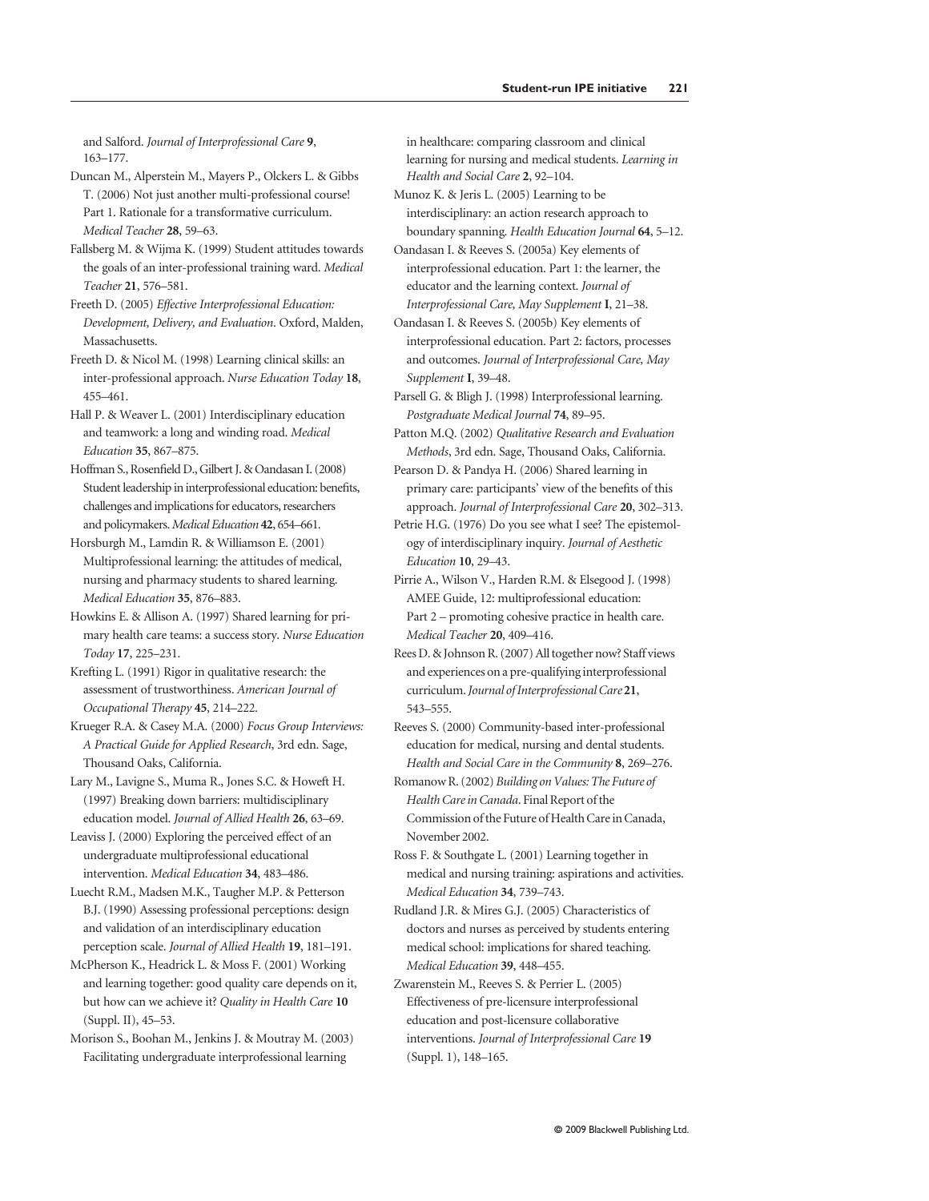and Salford. *Journal of Interprofessional Care* **9**, 163–177.

Duncan M., Alperstein M., Mayers P., Olckers L. & Gibbs T. (2006) Not just another multi-professional course! Part 1. Rationale for a transformative curriculum. *Medical Teacher* **28**, 59–63.

Fallsberg M. & Wijma K. (1999) Student attitudes towards the goals of an inter-professional training ward. *Medical Teacher* **21**, 576–581.

Freeth D. (2005) *Effective Interprofessional Education: Development, Delivery, and Evaluation*. Oxford, Malden, Massachusetts.

Freeth D. & Nicol M. (1998) Learning clinical skills: an inter-professional approach. *Nurse Education Today* **18**, 455–461.

Hall P. & Weaver L. (2001) Interdisciplinary education and teamwork: a long and winding road. *Medical Education* **35**, 867–875.

Hoffman S., Rosenfield D., Gilbert J. & Oandasan I. (2008) Student leadership in interprofessional education: benefits, challenges and implications for educators, researchers and policymakers. *Medical Education* **42**, 654–661.

Horsburgh M., Lamdin R. & Williamson E. (2001) Multiprofessional learning: the attitudes of medical, nursing and pharmacy students to shared learning. *Medical Education* **35**, 876–883.

Howkins E. & Allison A. (1997) Shared learning for primary health care teams: a success story. *Nurse Education Today* **17**, 225–231.

Krefting L. (1991) Rigor in qualitative research: the assessment of trustworthiness. *American Journal of Occupational Therapy* **45**, 214–222.

Krueger R.A. & Casey M.A. (2000) *Focus Group Interviews: A Practical Guide for Applied Research*, 3rd edn. Sage, Thousand Oaks, California.

Lary M., Lavigne S., Muma R., Jones S.C. & Howeft H. (1997) Breaking down barriers: multidisciplinary education model. *Journal of Allied Health* **26**, 63–69.

Leaviss J. (2000) Exploring the perceived effect of an undergraduate multiprofessional educational intervention. *Medical Education* **34**, 483–486.

Luecht R.M., Madsen M.K., Taugher M.P. & Petterson B.J. (1990) Assessing professional perceptions: design and validation of an interdisciplinary education perception scale. *Journal of Allied Health* **19**, 181–191.

McPherson K., Headrick L. & Moss F. (2001) Working and learning together: good quality care depends on it, but how can we achieve it? *Quality in Health Care* **10** (Suppl. II), 45–53.

Morison S., Boohan M., Jenkins J. & Moutray M. (2003) Facilitating undergraduate interprofessional learning in healthcare: comparing classroom and clinical learning for nursing and medical students. *Learning in Health and Social Care* **2**, 92–104.

Munoz K. & Jeris L. (2005) Learning to be interdisciplinary: an action research approach to boundary spanning. *Health Education Journal* **64**, 5–12.

Oandasan I. & Reeves S. (2005a) Key elements of interprofessional education. Part 1: the learner, the educator and the learning context. *Journal of Interprofessional Care, May Supplement* **I**, 21–38.

Oandasan I. & Reeves S. (2005b) Key elements of interprofessional education. Part 2: factors, processes and outcomes. *Journal of Interprofessional Care, May Supplement* **I**, 39–48.

Parsell G. & Bligh J. (1998) Interprofessional learning. *Postgraduate Medical Journal* **74**, 89–95.

Patton M.Q. (2002) *Qualitative Research and Evaluation Methods*, 3rd edn. Sage, Thousand Oaks, California.

Pearson D. & Pandya H. (2006) Shared learning in primary care: participants' view of the benefits of this approach. *Journal of Interprofessional Care* **20**, 302–313.

Petrie H.G. (1976) Do you see what I see? The epistemology of interdisciplinary inquiry. *Journal of Aesthetic Education* **10**, 29–43.

Pirrie A., Wilson V., Harden R.M. & Elsegood J. (1998) AMEE Guide, 12: multiprofessional education: Part 2 – promoting cohesive practice in health care. *Medical Teacher* **20**, 409–416.

Rees D. & Johnson R. (2007) All together now? Staff views and experiences on a pre-qualifying interprofessional curriculum. *Journal of Interprofessional Care* **21**, 543–555.

Reeves S. (2000) Community-based inter-professional education for medical, nursing and dental students. *Health and Social Care in the Community* **8**, 269–276.

Romanow R. (2002) *Building on Values: The Future of Health Care in Canada*. Final Report of the Commission of the Future of Health Care in Canada, November 2002.

Ross F. & Southgate L. (2001) Learning together in medical and nursing training: aspirations and activities. *Medical Education* **34**, 739–743.

Rudland J.R. & Mires G.J. (2005) Characteristics of doctors and nurses as perceived by students entering medical school: implications for shared teaching. *Medical Education* **39**, 448–455.

Zwarenstein M., Reeves S. & Perrier L. (2005) Effectiveness of pre-licensure interprofessional education and post-licensure collaborative interventions. *Journal of Interprofessional Care* **19** (Suppl. 1), 148–165.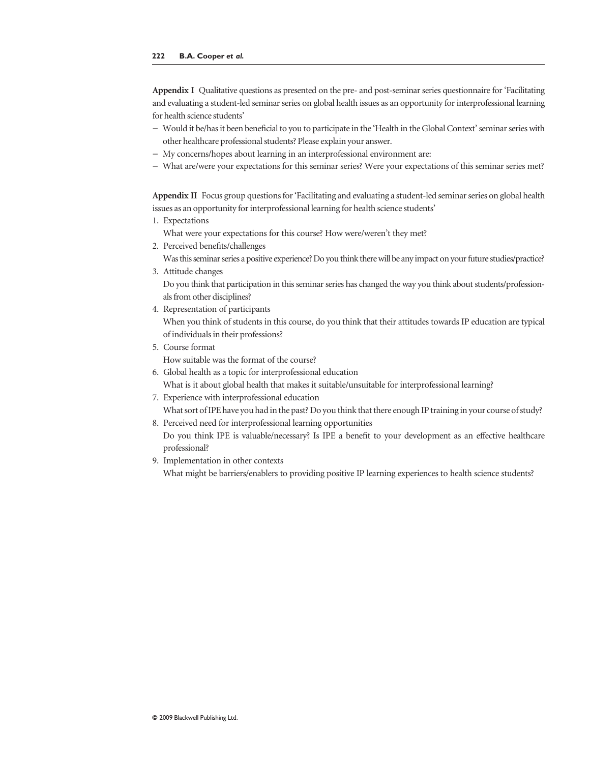**Appendix I** Qualitative questions as presented on the pre- and post-seminar series questionnaire for 'Facilitating and evaluating a student-led seminar series on global health issues as an opportunity for interprofessional learning for health science students'

- Would it be/has it been beneficial to you to participate in the 'Health in the Global Context' seminar series with other healthcare professional students? Please explain your answer.
- My concerns/hopes about learning in an interprofessional environment are:
- What are/were your expectations for this seminar series? Were your expectations of this seminar series met?

**Appendix II** Focus group questions for 'Facilitating and evaluating a student-led seminar series on global health issues as an opportunity for interprofessional learning for health science students'

1. Expectations
   What were your expectations for this course? How were/weren't they met?
2. Perceived benefits/challenges
   Was this seminar series a positive experience? Do you think there will be any impact on your future studies/practice?
3. Attitude changes
   Do you think that participation in this seminar series has changed the way you think about students/professionals from other disciplines?
4. Representation of participants
   When you think of students in this course, do you think that their attitudes towards IP education are typical of individuals in their professions?
5. Course format
   How suitable was the format of the course?
6. Global health as a topic for interprofessional education
   What is it about global health that makes it suitable/unsuitable for interprofessional learning?
7. Experience with interprofessional education
   What sort of IPE have you had in the past? Do you think that there enough IP training in your course of study?
8. Perceived need for interprofessional learning opportunities
   Do you think IPE is valuable/necessary? Is IPE a benefit to your development as an effective healthcare professional?
9. Implementation in other contexts
   What might be barriers/enablers to providing positive IP learning experiences to health science students?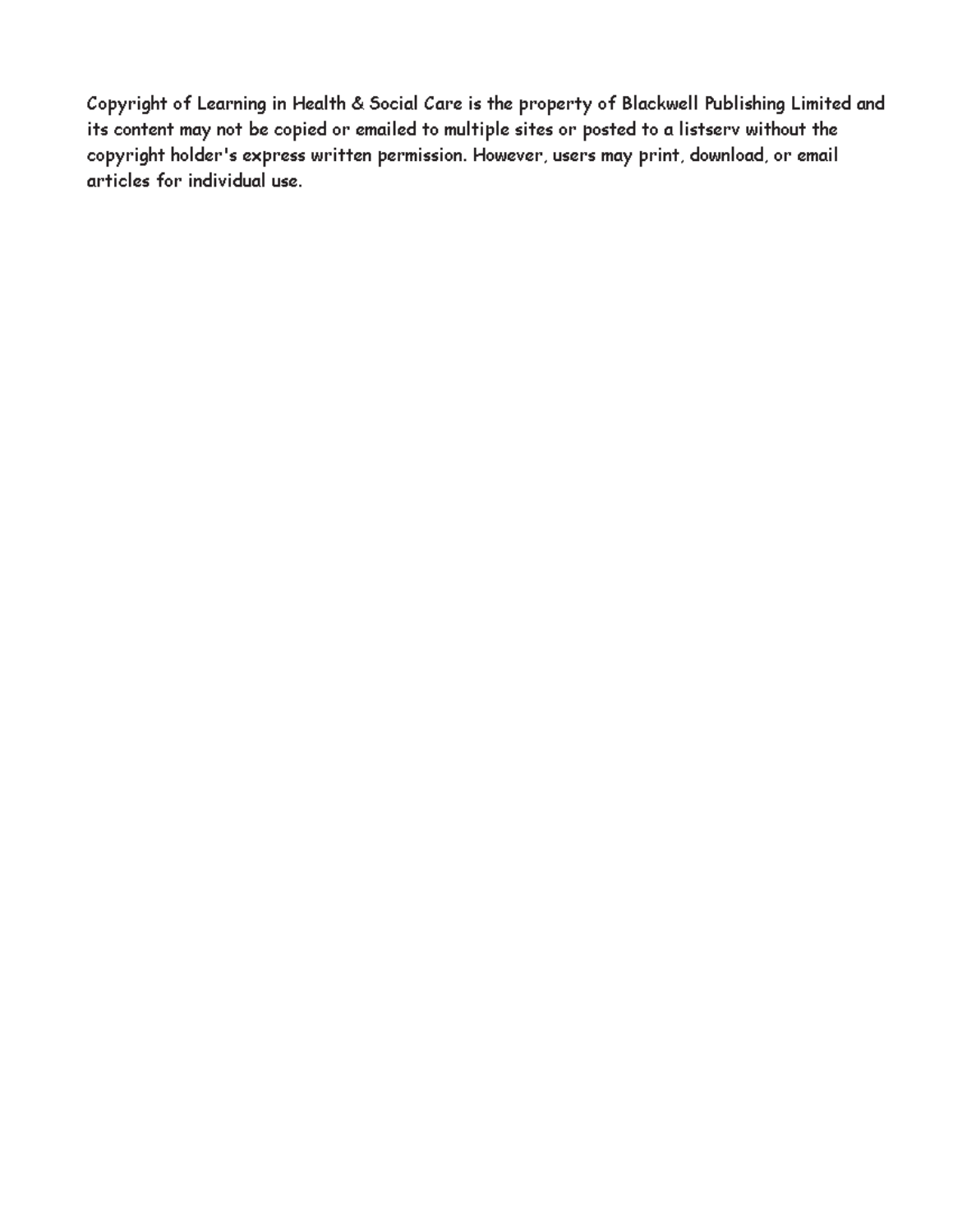Copyright of Learning in Health & Social Care is the property of Blackwell Publishing Limited and its content may not be copied or emailed to multiple sites or posted to a listserv without the copyright holder's express written permission. However, users may print, download, or email articles for individual use.